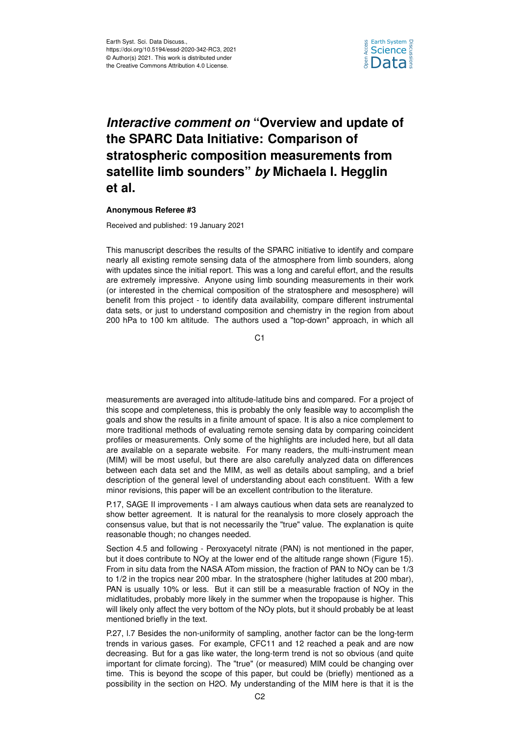# *Interactive comment on* "Overview and update of the SPARC Data Initiative: Comparison of stratospheric composition measurements from satellite limb sounders" *by* Michaela I. Hegglin et al.

**Anonymous Referee #3**

Received and published: 19 January 2021

This manuscript describes the results of the SPARC initiative to identify and compare nearly all existing remote sensing data of the atmosphere from limb sounders, along with updates since the initial report. This was a long and careful effort, and the results are extremely impressive. Anyone using limb sounding measurements in their work (or interested in the chemical composition of the stratosphere and mesosphere) will benefit from this project - to identify data availability, compare different instrumental data sets, or just to understand composition and chemistry in the region from about 200 hPa to 100 km altitude. The authors used a "top-down" approach, in which all measurements are averaged into altitude-latitude bins and compared. For a project of this scope and completeness, this is probably the only feasible way to accomplish the goals and show the results in a finite amount of space. It is also a nice complement to more traditional methods of evaluating remote sensing data by comparing coincident profiles or measurements. Only some of the highlights are included here, but all data are available on a separate website. For many readers, the multi-instrument mean (MIM) will be most useful, but there are also carefully analyzed data on differences between each data set and the MIM, as well as details about sampling, and a brief description of the general level of understanding about each constituent. With a few minor revisions, this paper will be an excellent contribution to the literature.

P.17, SAGE II improvements - I am always cautious when data sets are reanalyzed to show better agreement. It is natural for the reanalysis to more closely approach the consensus value, but that is not necessarily the "true" value. The explanation is quite reasonable though; no changes needed.

Section 4.5 and following - Peroxyacetyl nitrate (PAN) is not mentioned in the paper, but it does contribute to NOy at the lower end of the altitude range shown (Figure 15). From in situ data from the NASA ATom mission, the fraction of PAN to NOy can be 1/3 to 1/2 in the tropics near 200 mbar. In the stratosphere (higher latitudes at 200 mbar), PAN is usually 10% or less. But it can still be a measurable fraction of NOy in the midlatitudes, probably more likely in the summer when the tropopause is higher. This will likely only affect the very bottom of the NOy plots, but it should probably be at least mentioned briefly in the text.

P.27, l.7 Besides the non-uniformity of sampling, another factor can be the long-term trends in various gases. For example, CFC11 and 12 reached a peak and are now decreasing. But for a gas like water, the long-term trend is not so obvious (and quite important for climate forcing). The "true" (or measured) MIM could be changing over time. This is beyond the scope of this paper, but could be (briefly) mentioned as a possibility in the section on H2O. My understanding of the MIM here is that it is the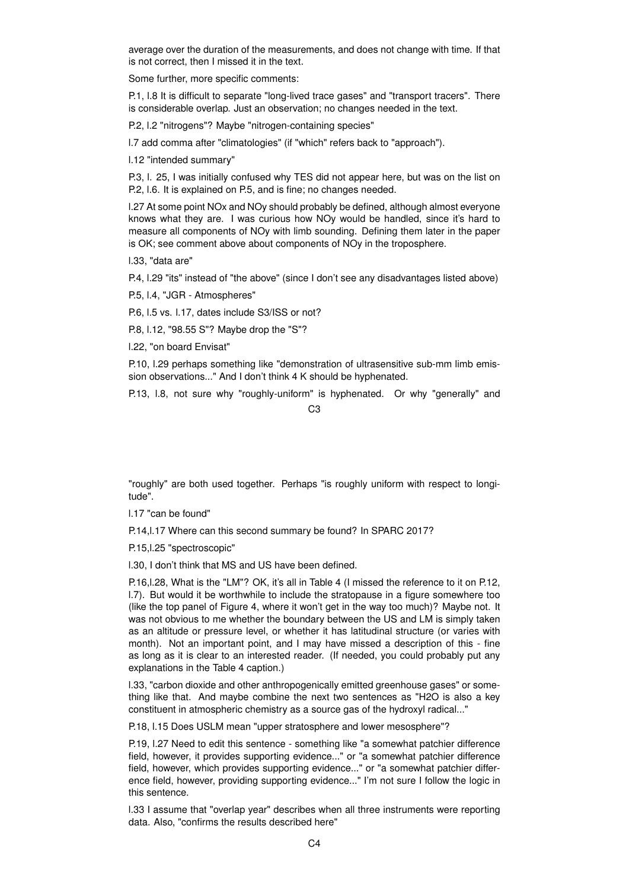average over the duration of the measurements, and does not change with time. If that is not correct, then I missed it in the text.

Some further, more specific comments:

P.1, l.8 It is difficult to separate "long-lived trace gases" and "transport tracers". There is considerable overlap. Just an observation; no changes needed in the text.

P.2, l.2 "nitrogens"? Maybe "nitrogen-containing species"

l.7 add comma after "climatologies" (if "which" refers back to "approach").

l.12 "intended summary"

P.3, l. 25, I was initially confused why TES did not appear here, but was on the list on P.2, l.6. It is explained on P.5, and is fine; no changes needed.

l.27 At some point NOx and NOy should probably be defined, although almost everyone knows what they are. I was curious how NOy would be handled, since it's hard to measure all components of NOy with limb sounding. Defining them later in the paper is OK; see comment above about components of NOy in the troposphere.

l.33, "data are"

P.4, l.29 "its" instead of "the above" (since I don't see any disadvantages listed above)

P.5, l.4, "JGR - Atmospheres"

P.6, l.5 vs. l.17, dates include S3/ISS or not?

P.8, l.12, "98.55 S"? Maybe drop the "S"?

l.22, "on board Envisat"

P.10, l.29 perhaps something like "demonstration of ultrasensitive sub-mm limb emission observations..." And I don't think 4 K should be hyphenated.

P.13, l.8, not sure why "roughly-uniform" is hyphenated. Or why "generally" and "roughly" are both used together. Perhaps "is roughly uniform with respect to longitude".

l.17 "can be found"

P.14,l.17 Where can this second summary be found? In SPARC 2017?

P.15,l.25 "spectroscopic"

l.30, I don't think that MS and US have been defined.

P.16,l.28, What is the "LM"? OK, it's all in Table 4 (I missed the reference to it on P.12, l.7). But would it be worthwhile to include the stratopause in a figure somewhere too (like the top panel of Figure 4, where it won't get in the way too much)? Maybe not. It was not obvious to me whether the boundary between the US and LM is simply taken as an altitude or pressure level, or whether it has latitudinal structure (or varies with month). Not an important point, and I may have missed a description of this - fine as long as it is clear to an interested reader. (If needed, you could probably put any explanations in the Table 4 caption.)

l.33, "carbon dioxide and other anthropogenically emitted greenhouse gases" or something like that. And maybe combine the next two sentences as "$H_2O$ is also a key constituent in atmospheric chemistry as a source gas of the hydroxyl radical..."

P.18, l.15 Does USLM mean "upper stratosphere and lower mesosphere"?

P.19, l.27 Need to edit this sentence - something like "a somewhat patchier difference field, however, it provides supporting evidence..." or "a somewhat patchier difference field, however, which provides supporting evidence..." or "a somewhat patchier difference field, however, providing supporting evidence..." I'm not sure I follow the logic in this sentence.

l.33 I assume that "overlap year" describes when all three instruments were reporting data. Also, "confirms the results described here"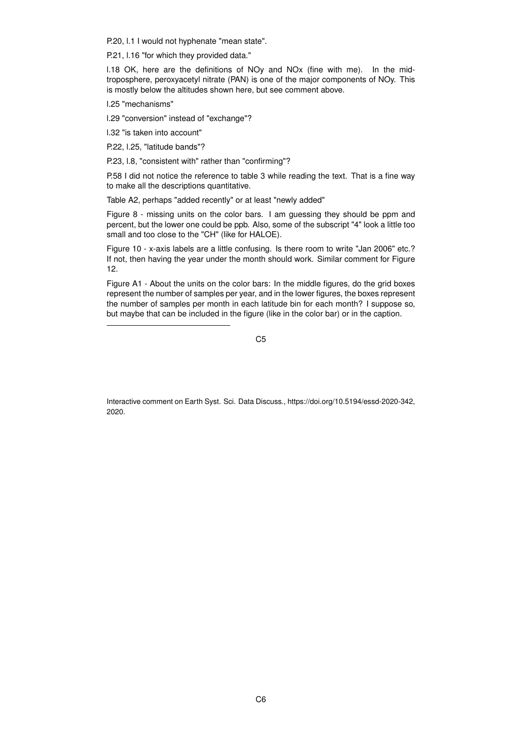P.20, l.1 I would not hyphenate "mean state".

P.21, l.16 "for which they provided data."

l.18 OK, here are the definitions of NOy and NOx (fine with me). In the mid-troposphere, peroxyacetyl nitrate (PAN) is one of the major components of NOy. This is mostly below the altitudes shown here, but see comment above.

l.25 "mechanisms"

l.29 "conversion" instead of "exchange"?

l.32 "is taken into account"

P.22, l.25, "latitude bands"?

P.23, l.8, "consistent with" rather than "confirming"?

P.58 I did not notice the reference to table 3 while reading the text. That is a fine way to make all the descriptions quantitative.

Table A2, perhaps "added recently" or at least "newly added"

Figure 8 - missing units on the color bars. I am guessing they should be ppm and percent, but the lower one could be ppb. Also, some of the subscript "4" look a little too small and too close to the "CH" (like for HALOE).

Figure 10 - x-axis labels are a little confusing. Is there room to write "Jan 2006" etc.? If not, then having the year under the month should work. Similar comment for Figure 12.

Figure A1 - About the units on the color bars: In the middle figures, do the grid boxes represent the number of samples per year, and in the lower figures, the boxes represent the number of samples per month in each latitude bin for each month? I suppose so, but maybe that can be included in the figure (like in the color bar) or in the caption.

---

Interactive comment on Earth Syst. Sci. Data Discuss., https://doi.org/10.5194/essd-2020-342, 2020.